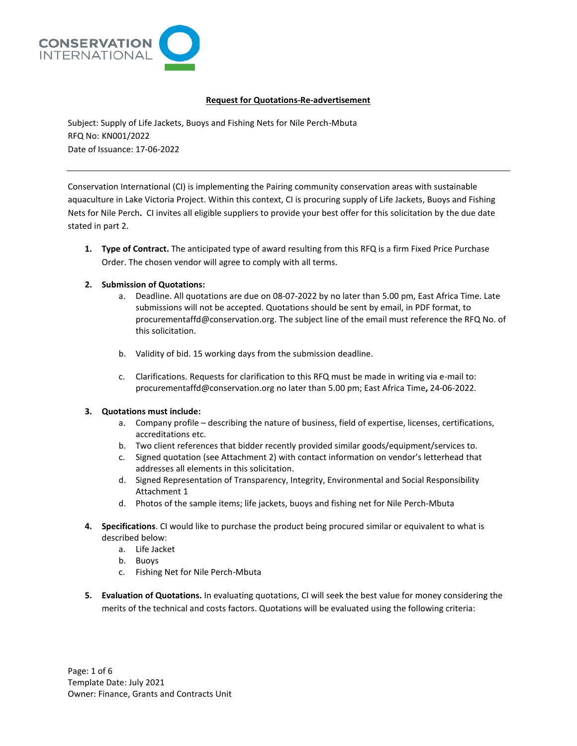**Request for Quotations-Re-advertisement**

Subject: Supply of Life Jackets, Buoys and Fishing Nets for Nile Perch-Mbuta
RFQ No: KN001/2022
Date of Issuance: 17-06-2022

---

Conservation International (CI) is implementing the Pairing community conservation areas with sustainable aquaculture in Lake Victoria Project. Within this context, CI is procuring supply of Life Jackets, Buoys and Fishing Nets for Nile Perch**.** CI invites all eligible suppliers to provide your best offer for this solicitation by the due date stated in part 2.

1. **Type of Contract.** The anticipated type of award resulting from this RFQ is a firm Fixed Price Purchase Order. The chosen vendor will agree to comply with all terms.

2. **Submission of Quotations:**
   a. Deadline. All quotations are due on 08-07-2022 by no later than 5.00 pm, East Africa Time. Late submissions will not be accepted. Quotations should be sent by email, in PDF format, to procurementaffd@conservation.org. The subject line of the email must reference the RFQ No. of this solicitation.

   b. Validity of bid. 15 working days from the submission deadline.

   c. Clarifications. Requests for clarification to this RFQ must be made in writing via e-mail to: procurementaffd@conservation.org no later than 5.00 pm; East Africa Time**,** 24-06-2022.

3. **Quotations must include:**
   a. Company profile – describing the nature of business, field of expertise, licenses, certifications, accreditations etc.
   b. Two client references that bidder recently provided similar goods/equipment/services to.
   c. Signed quotation (see Attachment 2) with contact information on vendor's letterhead that addresses all elements in this solicitation.
   d. Signed Representation of Transparency, Integrity, Environmental and Social Responsibility Attachment 1
   d. Photos of the sample items; life jackets, buoys and fishing net for Nile Perch-Mbuta

4. **Specifications**. CI would like to purchase the product being procured similar or equivalent to what is described below:
   a. Life Jacket
   b. Buoys
   c. Fishing Net for Nile Perch-Mbuta

5. **Evaluation of Quotations.** In evaluating quotations, CI will seek the best value for money considering the merits of the technical and costs factors. Quotations will be evaluated using the following criteria: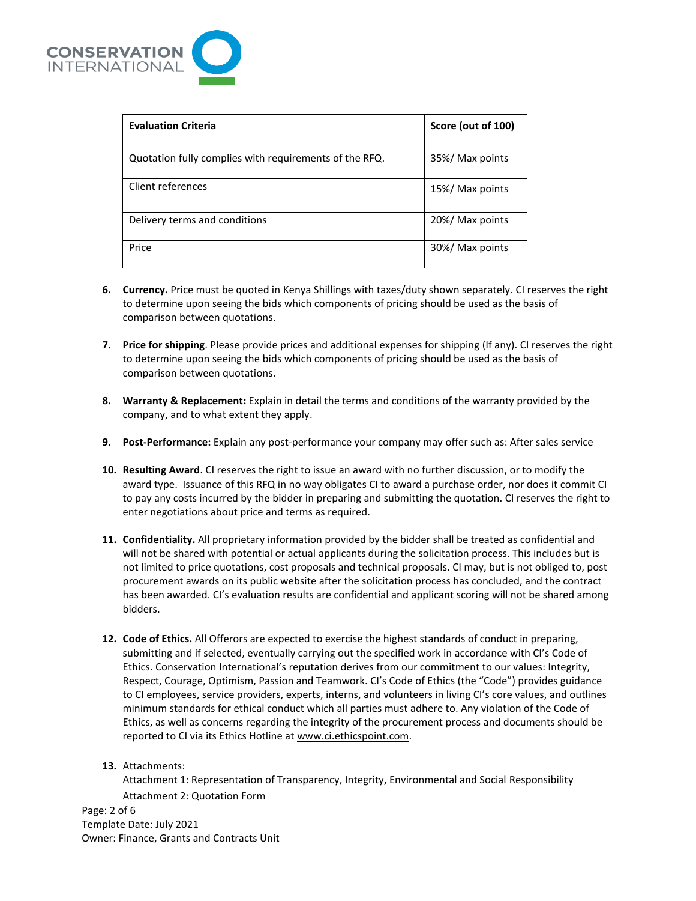| Evaluation Criteria | Score (out of 100) |
|---|---|
| Quotation fully complies with requirements of the RFQ. | 35%/ Max points |
| Client references | 15%/ Max points |
| Delivery terms and conditions | 20%/ Max points |
| Price | 30%/ Max points |

6. **Currency.** Price must be quoted in Kenya Shillings with taxes/duty shown separately. CI reserves the right to determine upon seeing the bids which components of pricing should be used as the basis of comparison between quotations.

7. **Price for shipping**. Please provide prices and additional expenses for shipping (If any). CI reserves the right to determine upon seeing the bids which components of pricing should be used as the basis of comparison between quotations.

8. **Warranty & Replacement:** Explain in detail the terms and conditions of the warranty provided by the company, and to what extent they apply.

9. **Post-Performance:** Explain any post-performance your company may offer such as: After sales service

10. **Resulting Award**. CI reserves the right to issue an award with no further discussion, or to modify the award type. Issuance of this RFQ in no way obligates CI to award a purchase order, nor does it commit CI to pay any costs incurred by the bidder in preparing and submitting the quotation. CI reserves the right to enter negotiations about price and terms as required.

11. **Confidentiality.** All proprietary information provided by the bidder shall be treated as confidential and will not be shared with potential or actual applicants during the solicitation process. This includes but is not limited to price quotations, cost proposals and technical proposals. CI may, but is not obliged to, post procurement awards on its public website after the solicitation process has concluded, and the contract has been awarded. CI's evaluation results are confidential and applicant scoring will not be shared among bidders.

12. **Code of Ethics.** All Offerors are expected to exercise the highest standards of conduct in preparing, submitting and if selected, eventually carrying out the specified work in accordance with CI's Code of Ethics. Conservation International's reputation derives from our commitment to our values: Integrity, Respect, Courage, Optimism, Passion and Teamwork. CI's Code of Ethics (the "Code") provides guidance to CI employees, service providers, experts, interns, and volunteers in living CI's core values, and outlines minimum standards for ethical conduct which all parties must adhere to. Any violation of the Code of Ethics, as well as concerns regarding the integrity of the procurement process and documents should be reported to CI via its Ethics Hotline at www.ci.ethicspoint.com.

13. Attachments:
    Attachment 1: Representation of Transparency, Integrity, Environmental and Social Responsibility
    Attachment 2: Quotation Form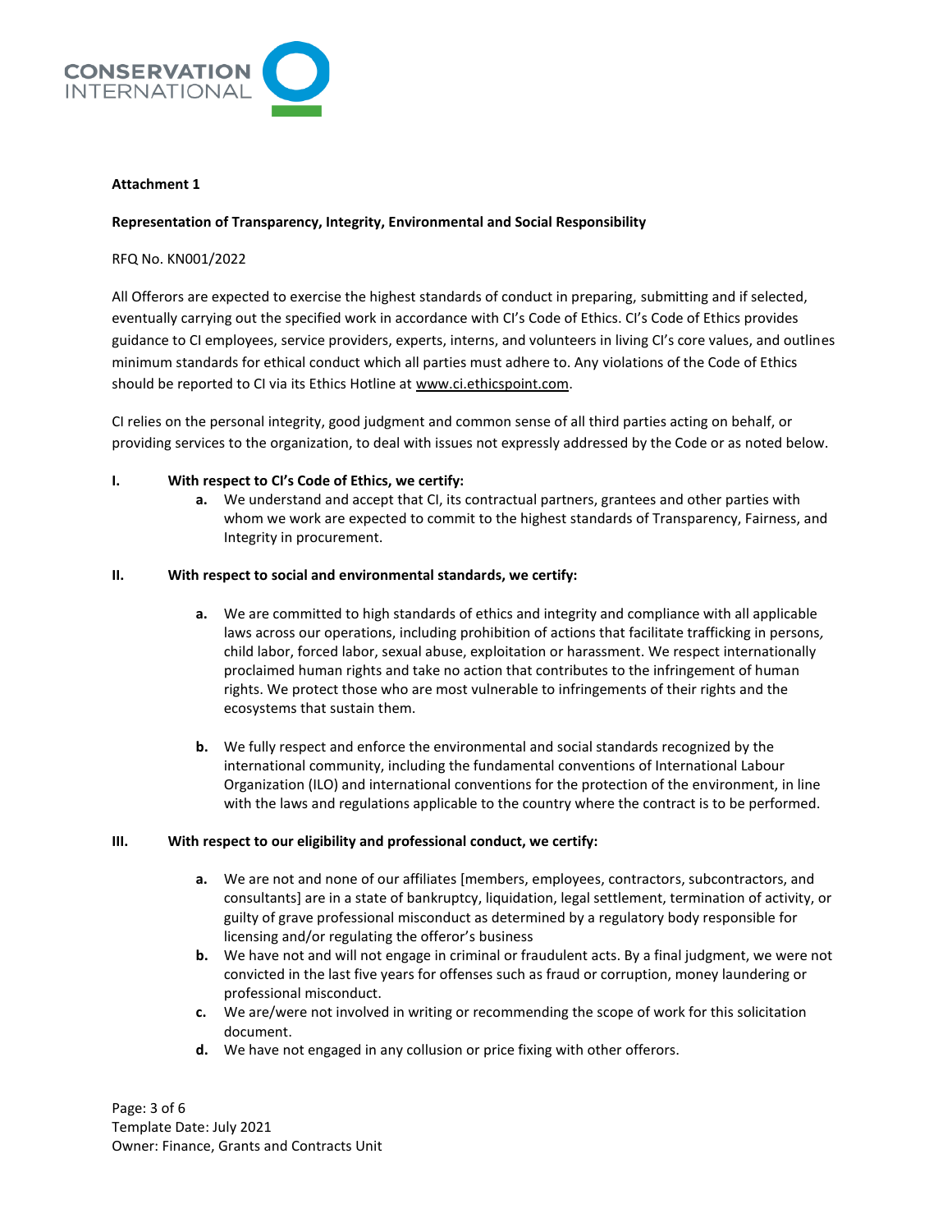**Attachment 1**

**Representation of Transparency, Integrity, Environmental and Social Responsibility**

RFQ No. KN001/2022

All Offerors are expected to exercise the highest standards of conduct in preparing, submitting and if selected, eventually carrying out the specified work in accordance with CI's Code of Ethics. CI's Code of Ethics provides guidance to CI employees, service providers, experts, interns, and volunteers in living CI's core values, and outlines minimum standards for ethical conduct which all parties must adhere to. Any violations of the Code of Ethics should be reported to CI via its Ethics Hotline at www.ci.ethicspoint.com.

CI relies on the personal integrity, good judgment and common sense of all third parties acting on behalf, or providing services to the organization, to deal with issues not expressly addressed by the Code or as noted below.

**I. With respect to CI's Code of Ethics, we certify:**

- **a.** We understand and accept that CI, its contractual partners, grantees and other parties with whom we work are expected to commit to the highest standards of Transparency, Fairness, and Integrity in procurement.

**II. With respect to social and environmental standards, we certify:**

- **a.** We are committed to high standards of ethics and integrity and compliance with all applicable laws across our operations, including prohibition of actions that facilitate trafficking in persons, child labor, forced labor, sexual abuse, exploitation or harassment. We respect internationally proclaimed human rights and take no action that contributes to the infringement of human rights. We protect those who are most vulnerable to infringements of their rights and the ecosystems that sustain them.

- **b.** We fully respect and enforce the environmental and social standards recognized by the international community, including the fundamental conventions of International Labour Organization (ILO) and international conventions for the protection of the environment, in line with the laws and regulations applicable to the country where the contract is to be performed.

**III. With respect to our eligibility and professional conduct, we certify:**

- **a.** We are not and none of our affiliates [members, employees, contractors, subcontractors, and consultants] are in a state of bankruptcy, liquidation, legal settlement, termination of activity, or guilty of grave professional misconduct as determined by a regulatory body responsible for licensing and/or regulating the offeror's business
- **b.** We have not and will not engage in criminal or fraudulent acts. By a final judgment, we were not convicted in the last five years for offenses such as fraud or corruption, money laundering or professional misconduct.
- **c.** We are/were not involved in writing or recommending the scope of work for this solicitation document.
- **d.** We have not engaged in any collusion or price fixing with other offerors.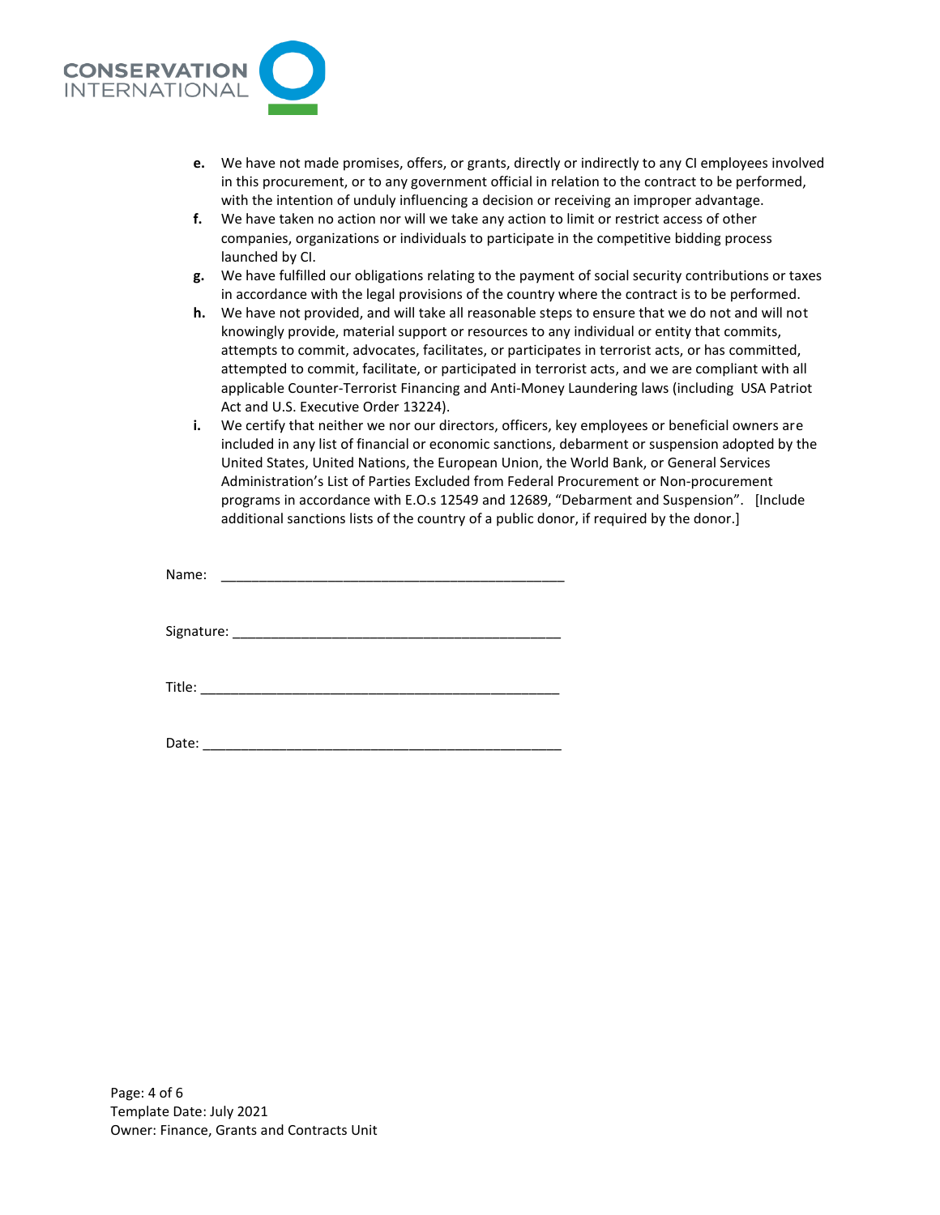e. We have not made promises, offers, or grants, directly or indirectly to any CI employees involved in this procurement, or to any government official in relation to the contract to be performed, with the intention of unduly influencing a decision or receiving an improper advantage.
f. We have taken no action nor will we take any action to limit or restrict access of other companies, organizations or individuals to participate in the competitive bidding process launched by CI.
g. We have fulfilled our obligations relating to the payment of social security contributions or taxes in accordance with the legal provisions of the country where the contract is to be performed.
h. We have not provided, and will take all reasonable steps to ensure that we do not and will not knowingly provide, material support or resources to any individual or entity that commits, attempts to commit, advocates, facilitates, or participates in terrorist acts, or has committed, attempted to commit, facilitate, or participated in terrorist acts, and we are compliant with all applicable Counter-Terrorist Financing and Anti-Money Laundering laws (including USA Patriot Act and U.S. Executive Order 13224).
i. We certify that neither we nor our directors, officers, key employees or beneficial owners are included in any list of financial or economic sanctions, debarment or suspension adopted by the United States, United Nations, the European Union, the World Bank, or General Services Administration's List of Parties Excluded from Federal Procurement or Non-procurement programs in accordance with E.O.s 12549 and 12689, "Debarment and Suspension". [Include additional sanctions lists of the country of a public donor, if required by the donor.]

Name: ______________________________________________

Signature: ___________________________________________

Title: _______________________________________________

Date: _______________________________________________

Template Date: July 2021
Owner: Finance, Grants and Contracts Unit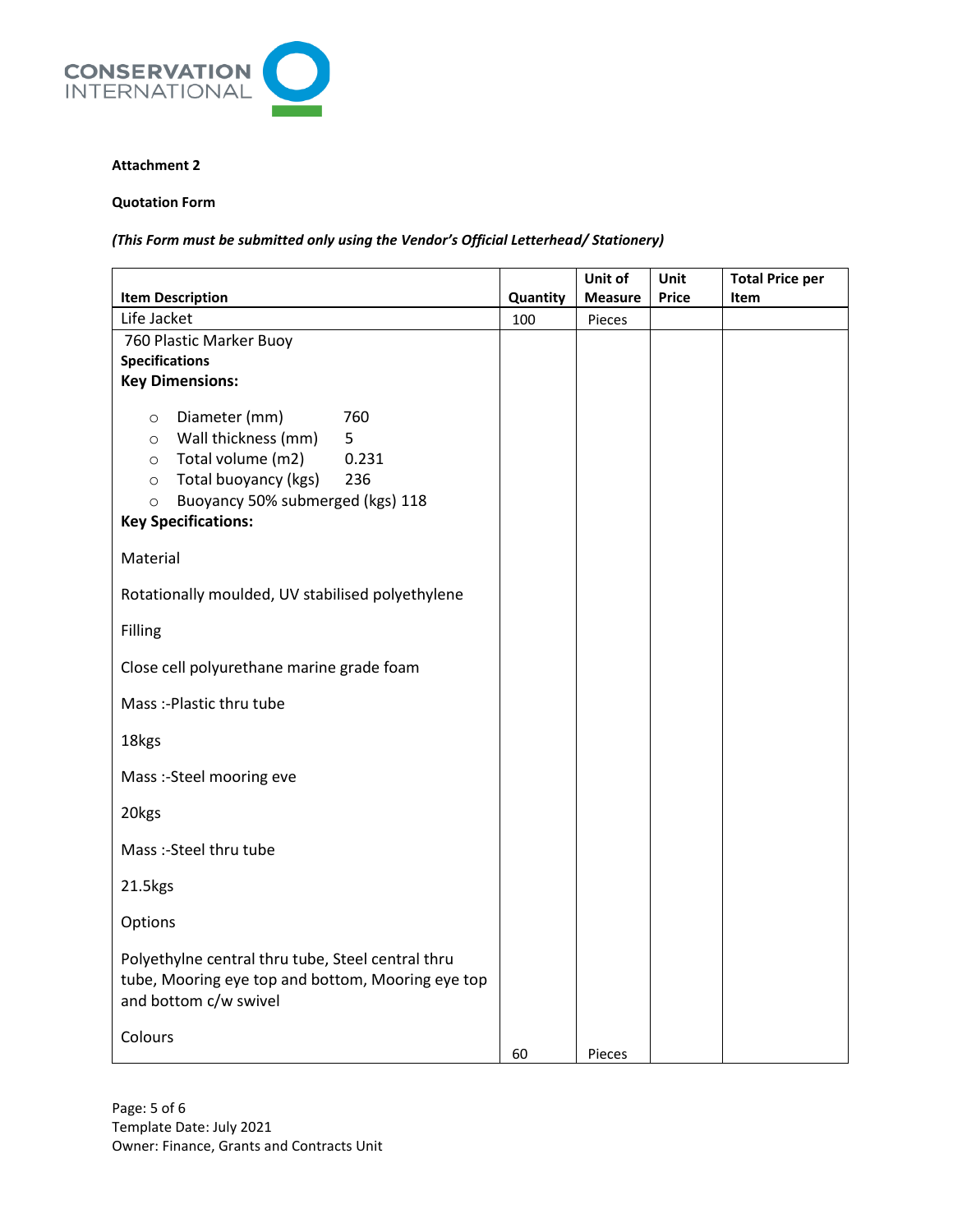**Attachment 2**

**Quotation Form**

***(This Form must be submitted only using the Vendor's Official Letterhead/ Stationery)***

| Item Description | Quantity | Unit of Measure | Unit Price | Total Price per Item |
|---|---|---|---|---|
| Life Jacket | 100 | Pieces | | |
| 760 Plastic Marker Buoy<br>**Specifications**<br>**Key Dimensions:**<br>○ Diameter (mm) 760<br>○ Wall thickness (mm) 5<br>○ Total volume (m2) 0.231<br>○ Total buoyancy (kgs) 236<br>○ Buoyancy 50% submerged (kgs) 118<br>**Key Specifications:**<br>Material<br>Rotationally moulded, UV stabilised polyethylene<br>Filling<br>Close cell polyurethane marine grade foam<br>Mass :-Plastic thru tube<br>18kgs<br>Mass :-Steel mooring eve<br>20kgs<br>Mass :-Steel thru tube<br>21.5kgs<br>Options<br>Polyethylne central thru tube, Steel central thru tube, Mooring eye top and bottom, Mooring eye top and bottom c/w swivel<br>Colours | 60 | Pieces | | |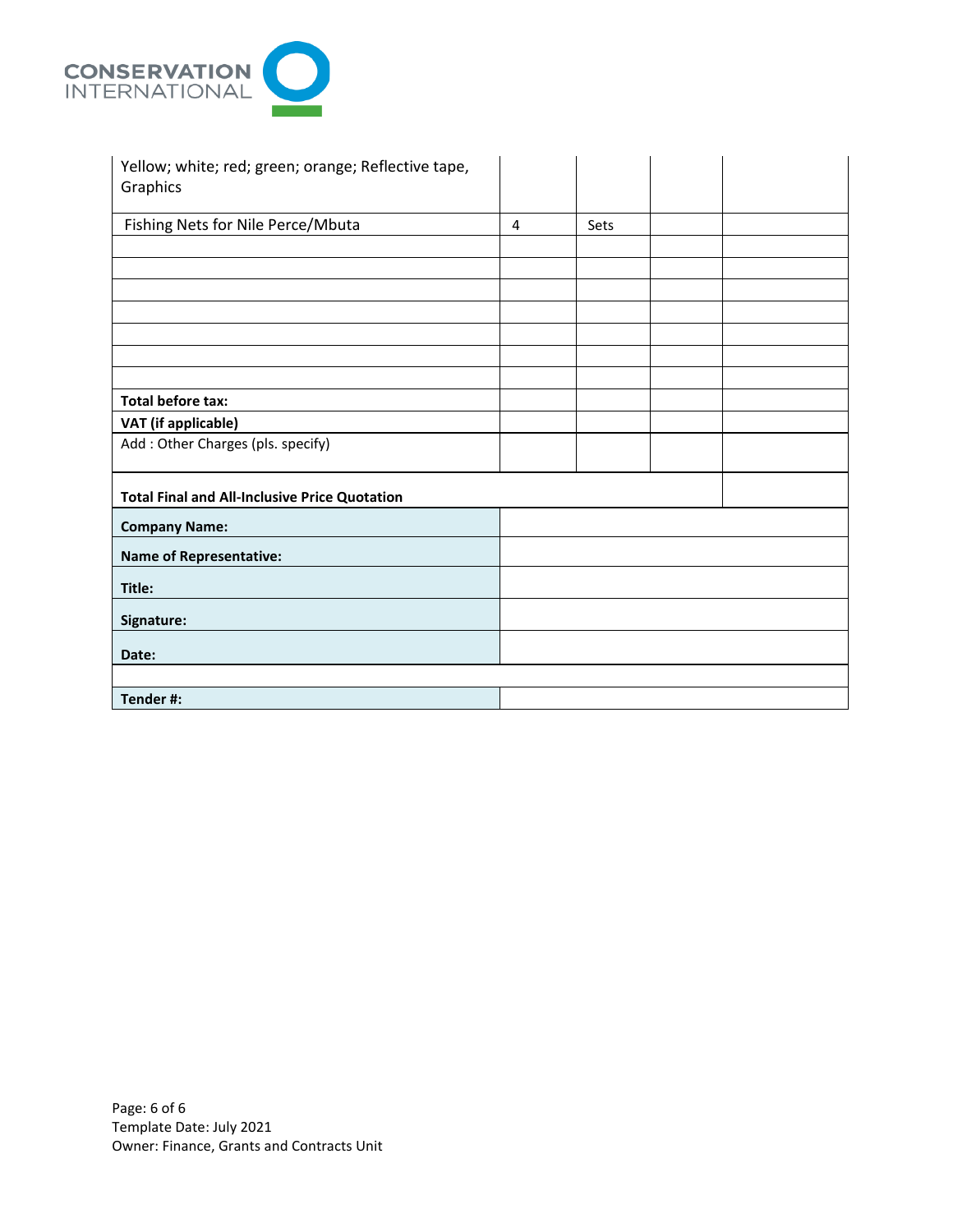| | | | | |
|---|---|---|---|---|
| Yellow; white; red; green; orange; Reflective tape, Graphics | | | | |
| Fishing Nets for Nile Perce/Mbuta | 4 | Sets | | |
| | | | | |
| | | | | |
| | | | | |
| | | | | |
| | | | | |
| | | | | |
| | | | | |
| **Total before tax:** | | | | |
| **VAT (if applicable)** | | | | |
| Add : Other Charges (pls. specify) | | | | |
| **Total Final and All-Inclusive Price Quotation** | | | | |
| **Company Name:** | | | | |
| **Name of Representative:** | | | | |
| **Title:** | | | | |
| **Signature:** | | | | |
| **Date:** | | | | |
| | | | | |
| **Tender #:** | | | | |

Template Date: July 2021
Owner: Finance, Grants and Contracts Unit